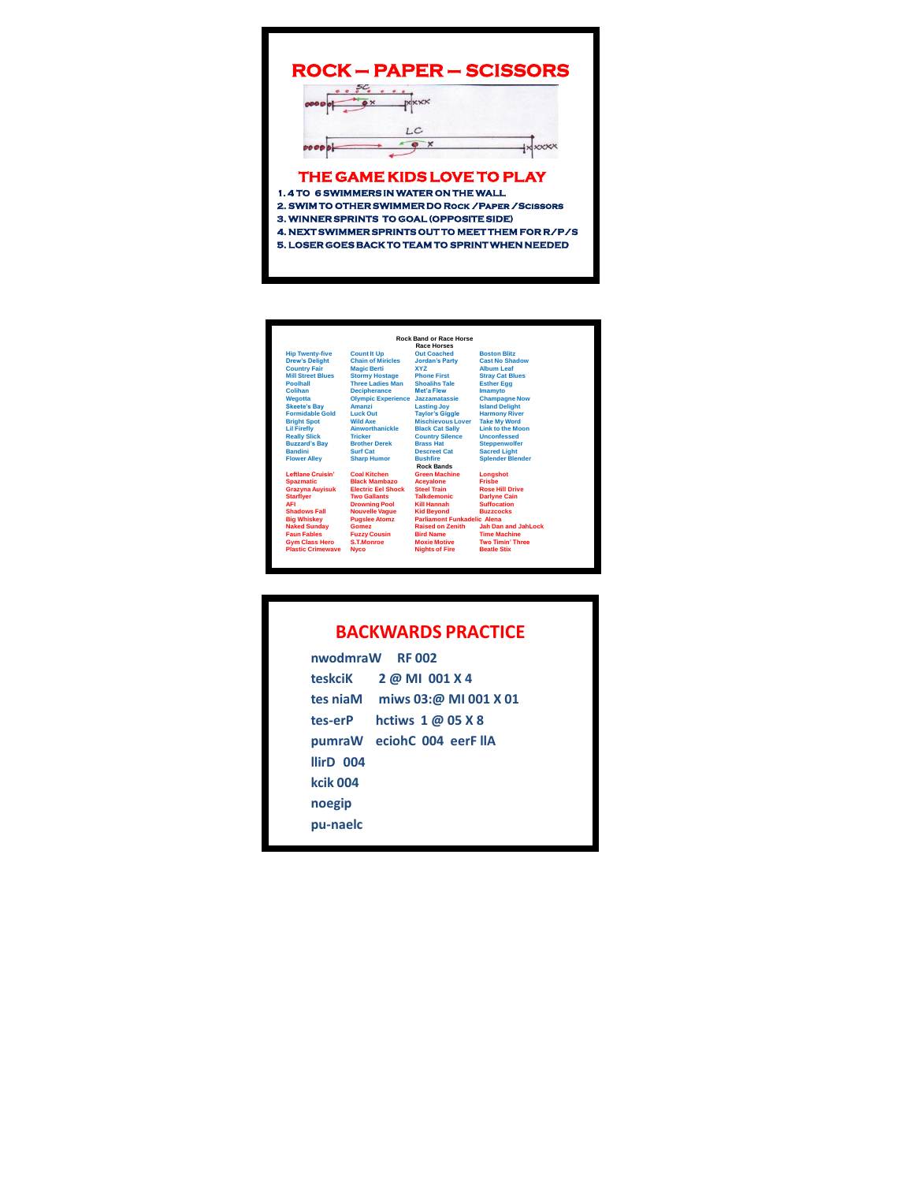# ROCK – PAPER – SCISSORS

## THE GAME KIDS LOVE TO PLAY

1. 4 TO 6 SWIMMERS IN WATER ON THE WALL
2. SWIM TO OTHER SWIMMER DO ROCK / PAPER / SCISSORS
3. WINNER SPRINTS TO GOAL (OPPOSITE SIDE)
4. NEXT SWIMMER SPRINTS OUT TO MEET THEM FOR R/P/S
5. LOSER GOES BACK TO TEAM TO SPRINT WHEN NEEDED

---

**Rock Band or Race Horse**

**Race Horses**

| | | | |
|---|---|---|---|
| Hip Twenty-five | Count It Up | Out Coached | Boston Blitz |
| Drew's Delight | Chain of Miricles | Jordan's Party | Cast No Shadow |
| Country Fair | Magic Berti | XYZ | Album Leaf |
| Mill Street Blues | Stormy Hostage | Phone First | Stray Cat Blues |
| Poolhall | Three Ladies Man | Shoalihs Tale | Esther Egg |
| Colihan | Decipherance | Met'a Flew | Imamyto |
| Wegotta | Olympic Experience | Jazzamatassie | Champagne Now |
| Skeete's Bay | Amanzi | Lasting Joy | Island Delight |
| Formidable Gold | Luck Out | Taylor's Giggle | Harmony River |
| Bright Spot | Wild Axe | Mischievous Lover | Take My Word |
| Lil Firefly | Ainworthanickle | Black Cat Sally | Link to the Moon |
| Really Slick | Tricker | Country Silence | Unconfessed |
| Buzzard's Bay | Brother Derek | Brass Hat | Steppenwolfer |
| Bandini | Surf Cat | Descreet Cat | Sacred Light |
| Flower Alley | Sharp Humor | Bushfire | Splender Blender |

**Rock Bands**

| | | | |
|---|---|---|---|
| Leftlane Cruisin' | Coal Kitchen | Green Machine | Longshot |
| Spazmatic | Black Mambazo | Aceyalone | Frisbe |
| Grazyna Auyisuk | Electric Eel Shock | Steel Train | Rose Hill Drive |
| Starflyer | Two Gallants | Talkdemonic | Darlyne Cain |
| AFI | Drowning Pool | Kill Hannah | Suffocation |
| Shadows Fall | Nouvelle Vague | Kid Beyond | Buzzcocks |
| Big Whiskey | Pugslee Atomz | Parliament Funkadelic | Alena |
| Naked Sunday | Gomez | Raised on Zenith | Jah Dan and JahLock |
| Faun Fables | Fuzzy Cousin | Bird Name | Time Machine |
| Gym Class Hero | S.T.Monroe | Moxie Motive | Two Timin' Three |
| Plastic Crimewave | Nyco | Nights of Fire | Beatle Stix |

---

# BACKWARDS PRACTICE

nwodmraW RF 002

teskciK 2 @ MI 001 X 4

tes niaM miws 03:@ MI 001 X 01

tes-erP hctiws 1 @ 05 X 8

pumraW eciohC 004 eerF llA

llirD 004

kcik 004

noegip

pu-naelc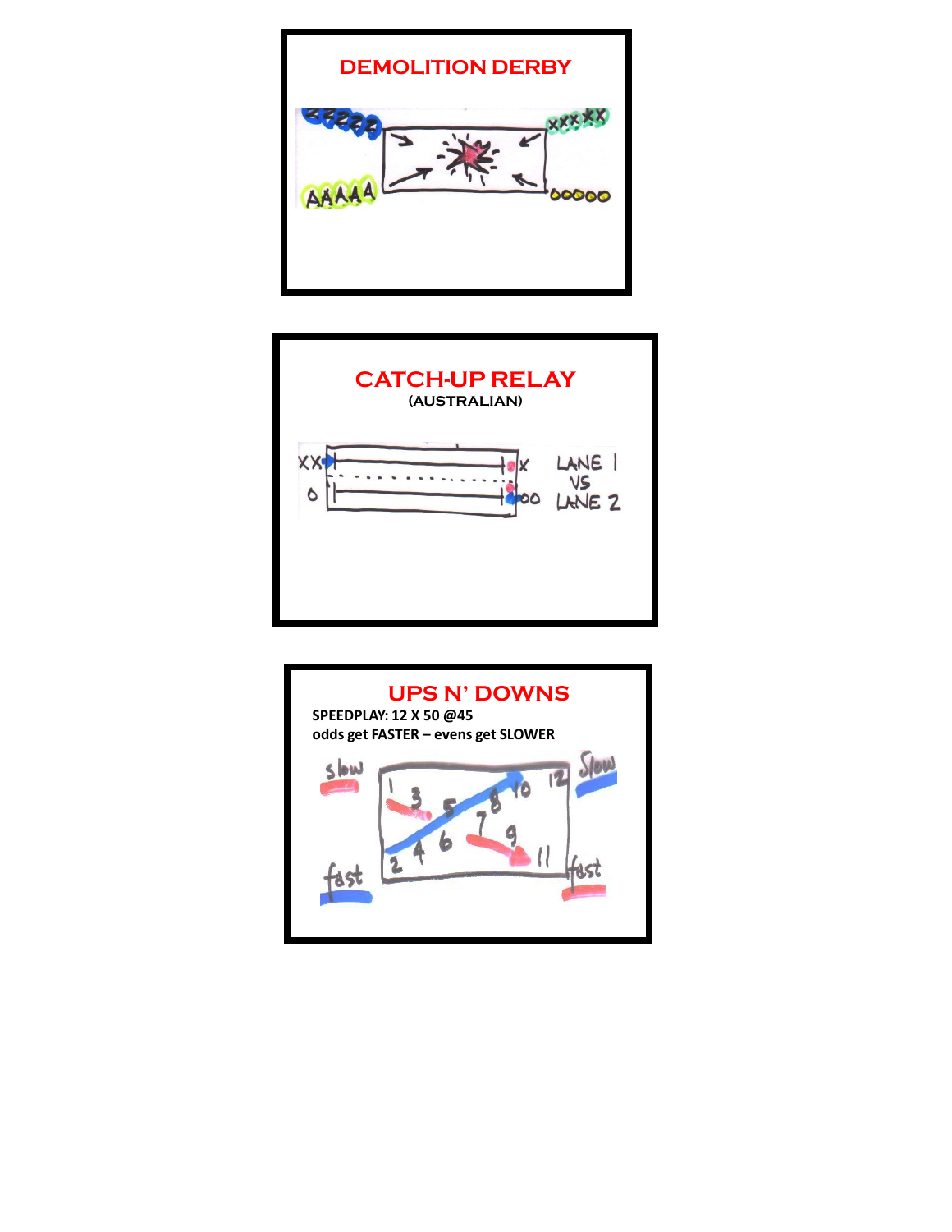## DEMOLITION DERBY

## CATCH-UP RELAY

**(AUSTRALIAN)**

LANE 1

VS

LANE 2

## UPS N' DOWNS

**SPEEDPLAY: 12 X 50 @45**

**odds get FASTER – evens get SLOWER**

slow

slow

fast

fast

1 2 3 4 5 6 7 8 9 10 11 12